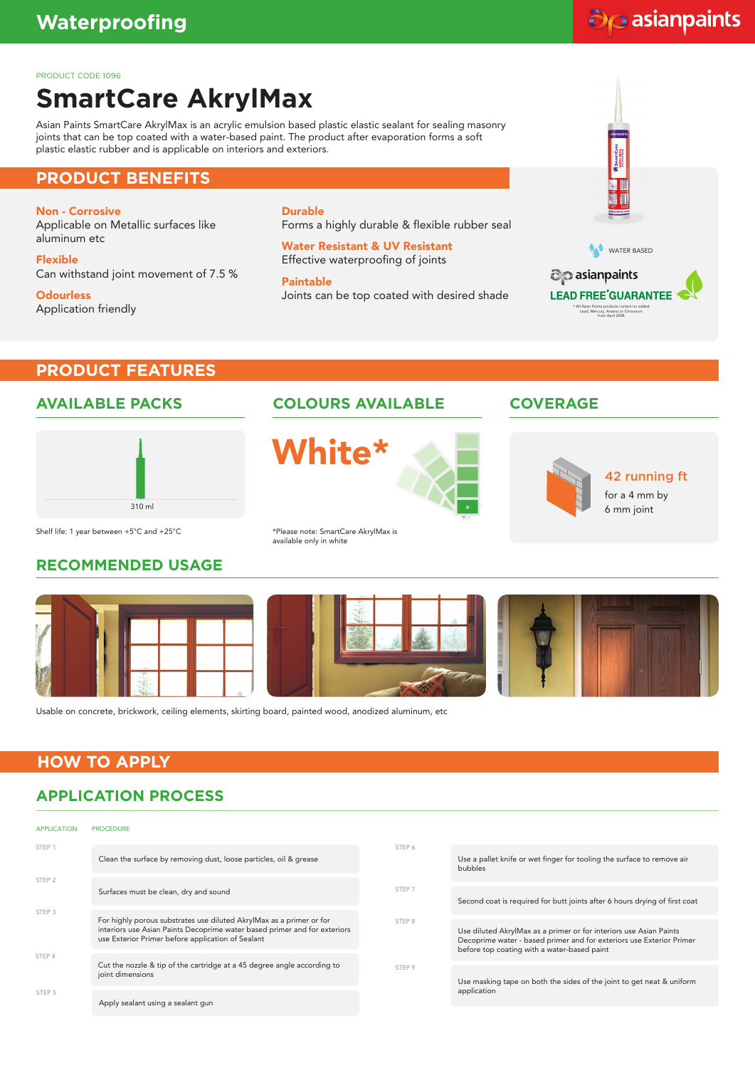# Waterproofing

PRODUCT CODE 1096

# SmartCare AkrylMax

Asian Paints SmartCare AkrylMax is an acrylic emulsion based plastic elastic sealant for sealing masonry joints that can be top coated with a water-based paint. The product after evaporation forms a soft plastic elastic rubber and is applicable on interiors and exteriors.

## PRODUCT BENEFITS

**Non - Corrosive**
Applicable on Metallic surfaces like aluminum etc

**Flexible**
Can withstand joint movement of 7.5 %

**Odourless**
Application friendly

**Durable**
Forms a highly durable & flexible rubber seal

**Water Resistant & UV Resistant**
Effective waterproofing of joints

**Paintable**
Joints can be top coated with desired shade

WATER BASED

asianpaints LEAD FREE* GUARANTEE

* All Asian Paints products contain no added Lead, Mercury, Arsenic or Chromium from April 2008.

## PRODUCT FEATURES

### AVAILABLE PACKS

310 ml

Shelf life: 1 year between +5°C and +25°C

### COLOURS AVAILABLE

**White***

*Please note: SmartCare AkrylMax is available only in white

### COVERAGE

**42 running ft**
for a 4 mm by 6 mm joint

### RECOMMENDED USAGE

Usable on concrete, brickwork, ceiling elements, skirting board, painted wood, anodized aluminum, etc

## HOW TO APPLY

### APPLICATION PROCESS

| APPLICATION | PROCEDURE |
|---|---|
| STEP 1 | Clean the surface by removing dust, loose particles, oil & grease |
| STEP 2 | Surfaces must be clean, dry and sound |
| STEP 3 | For highly porous substrates use diluted AkrylMax as a primer or for interiors use Asian Paints Decoprime water based primer and for exteriors use Exterior Primer before application of Sealant |
| STEP 4 | Cut the nozzle & tip of the cartridge at a 45 degree angle according to joint dimensions |
| STEP 5 | Apply sealant using a sealant gun |
| STEP 6 | Use a pallet knife or wet finger for tooling the surface to remove air bubbles |
| STEP 7 | Second coat is required for butt joints after 6 hours drying of first coat |
| STEP 8 | Use diluted AkrylMax as a primer or for interiors use Asian Paints Decoprime water - based primer and for exteriors use Exterior Primer before top coating with a water-based paint |
| STEP 9 | Use masking tape on both the sides of the joint to get neat & uniform application |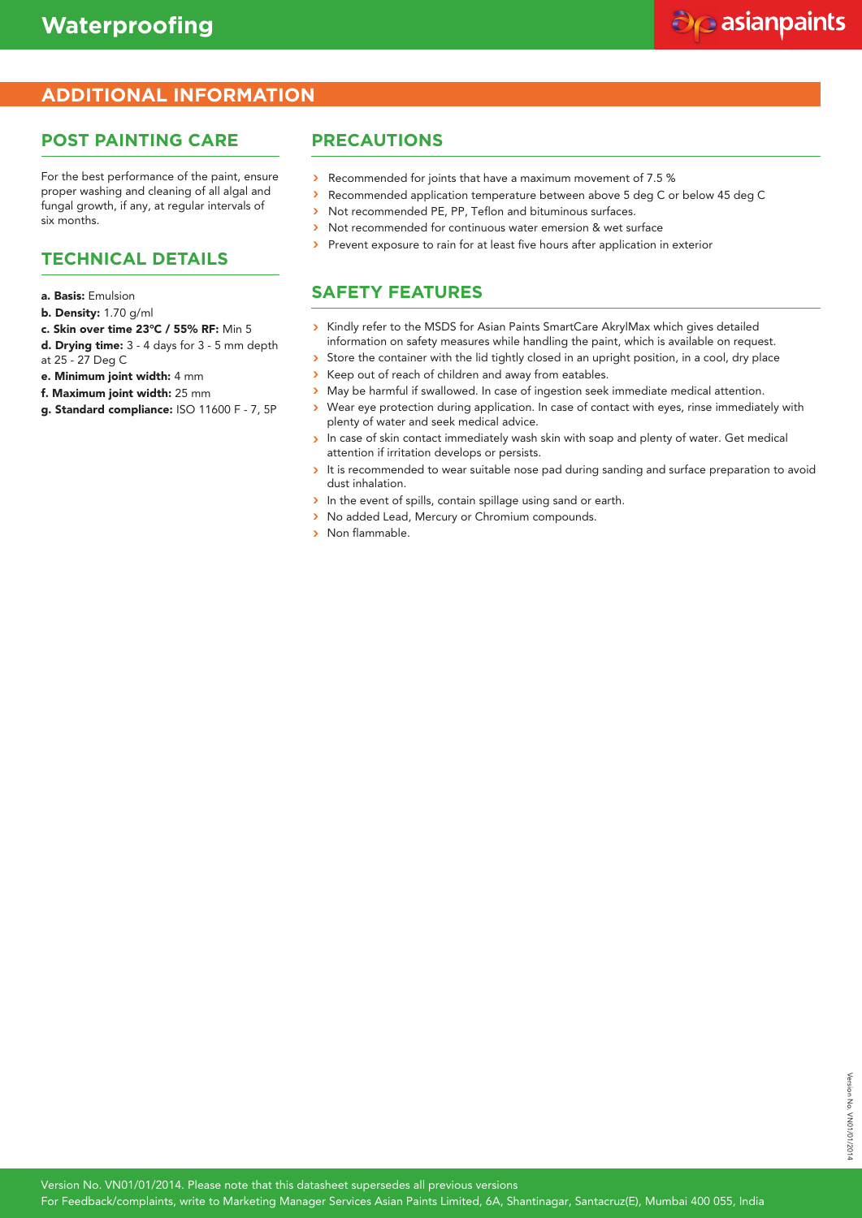## ADDITIONAL INFORMATION

### POST PAINTING CARE

For the best performance of the paint, ensure proper washing and cleaning of all algal and fungal growth, if any, at regular intervals of six months.

### TECHNICAL DETAILS

**a. Basis:** Emulsion

**b. Density:** 1.70 g/ml

**c. Skin over time 23°C / 55% RF:** Min 5

**d. Drying time:** 3 - 4 days for 3 - 5 mm depth at 25 - 27 Deg C

**e. Minimum joint width:** 4 mm

**f. Maximum joint width:** 25 mm

**g. Standard compliance:** ISO 11600 F - 7, 5P

### PRECAUTIONS

- Recommended for joints that have a maximum movement of 7.5 %
- Recommended application temperature between above 5 deg C or below 45 deg C
- Not recommended PE, PP, Teflon and bituminous surfaces.
- Not recommended for continuous water emersion & wet surface
- Prevent exposure to rain for at least five hours after application in exterior

### SAFETY FEATURES

- Kindly refer to the MSDS for Asian Paints SmartCare AkrylMax which gives detailed information on safety measures while handling the paint, which is available on request.
- Store the container with the lid tightly closed in an upright position, in a cool, dry place
- Keep out of reach of children and away from eatables.
- May be harmful if swallowed. In case of ingestion seek immediate medical attention.
- Wear eye protection during application. In case of contact with eyes, rinse immediately with plenty of water and seek medical advice.
- In case of skin contact immediately wash skin with soap and plenty of water. Get medical attention if irritation develops or persists.
- It is recommended to wear suitable nose pad during sanding and surface preparation to avoid dust inhalation.
- In the event of spills, contain spillage using sand or earth.
- No added Lead, Mercury or Chromium compounds.
- Non flammable.

Version No. VN01/01/2014. Please note that this datasheet supersedes all previous versions

For Feedback/complaints, write to Marketing Manager Services Asian Paints Limited, 6A, Shantinagar, Santacruz(E), Mumbai 400 055, India